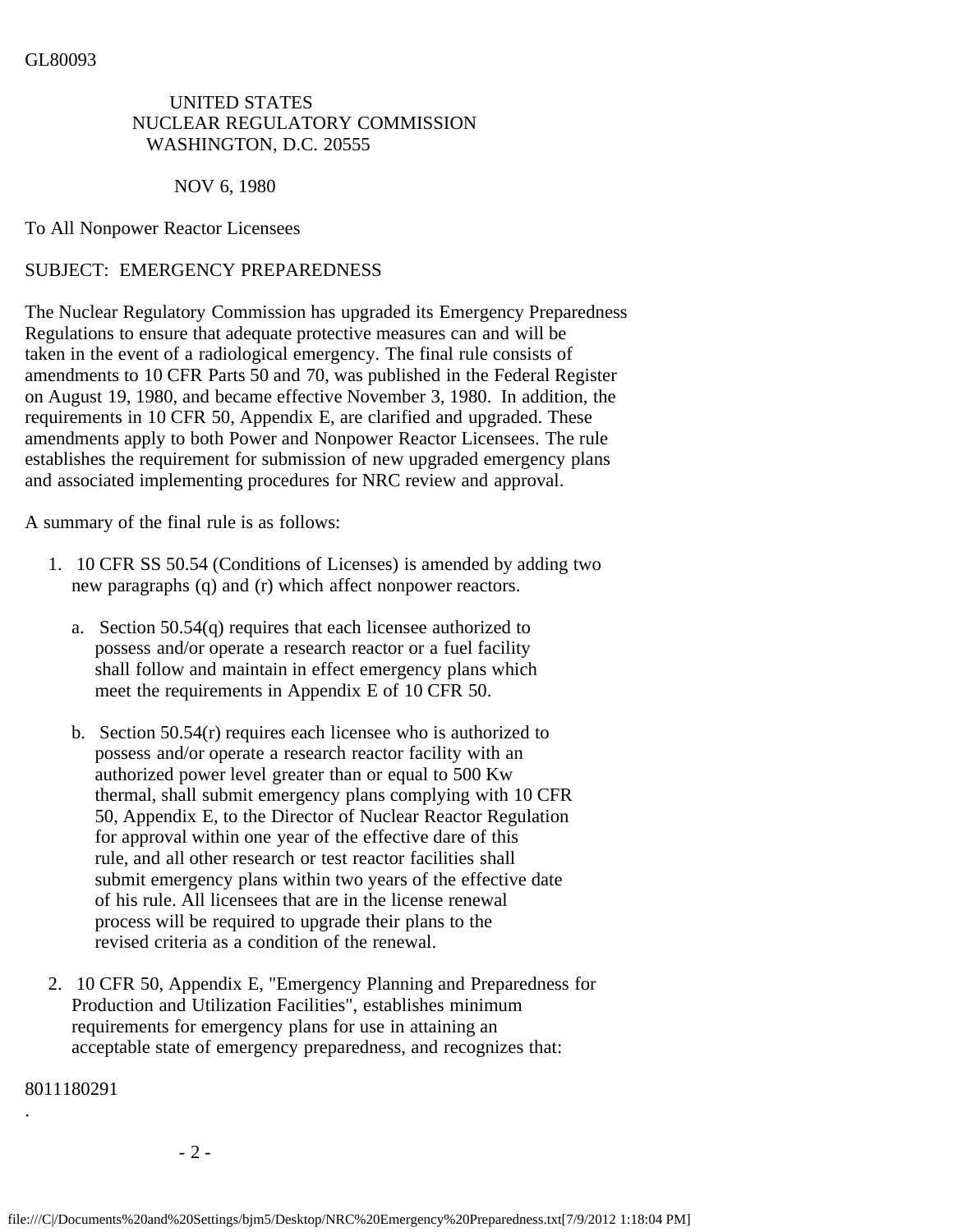GL80093

UNITED STATES
NUCLEAR REGULATORY COMMISSION
WASHINGTON, D.C. 20555

NOV 6, 1980

To All Nonpower Reactor Licensees

SUBJECT: EMERGENCY PREPAREDNESS

The Nuclear Regulatory Commission has upgraded its Emergency Preparedness Regulations to ensure that adequate protective measures can and will be taken in the event of a radiological emergency. The final rule consists of amendments to 10 CFR Parts 50 and 70, was published in the Federal Register on August 19, 1980, and became effective November 3, 1980. In addition, the requirements in 10 CFR 50, Appendix E, are clarified and upgraded. These amendments apply to both Power and Nonpower Reactor Licensees. The rule establishes the requirement for submission of new upgraded emergency plans and associated implementing procedures for NRC review and approval.

A summary of the final rule is as follows:

1. 10 CFR SS 50.54 (Conditions of Licenses) is amended by adding two new paragraphs (q) and (r) which affect nonpower reactors.

   a. Section 50.54(q) requires that each licensee authorized to possess and/or operate a research reactor or a fuel facility shall follow and maintain in effect emergency plans which meet the requirements in Appendix E of 10 CFR 50.

   b. Section 50.54(r) requires each licensee who is authorized to possess and/or operate a research reactor facility with an authorized power level greater than or equal to 500 Kw thermal, shall submit emergency plans complying with 10 CFR 50, Appendix E, to the Director of Nuclear Reactor Regulation for approval within one year of the effective dare of this rule, and all other research or test reactor facilities shall submit emergency plans within two years of the effective date of his rule. All licensees that are in the license renewal process will be required to upgrade their plans to the revised criteria as a condition of the renewal.

2. 10 CFR 50, Appendix E, "Emergency Planning and Preparedness for Production and Utilization Facilities", establishes minimum requirements for emergency plans for use in attaining an acceptable state of emergency preparedness, and recognizes that:

8011180291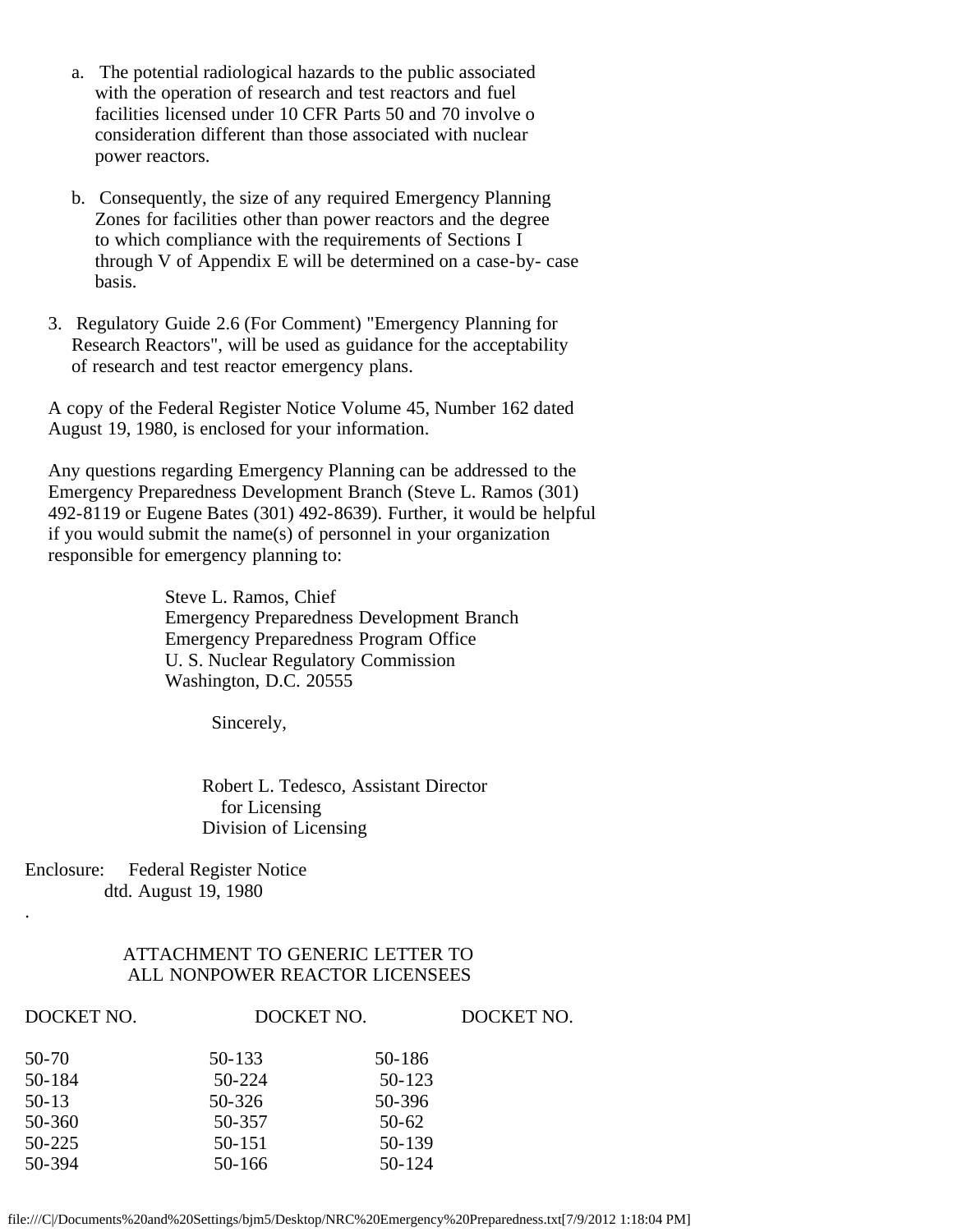a. The potential radiological hazards to the public associated with the operation of research and test reactors and fuel facilities licensed under 10 CFR Parts 50 and 70 involve o consideration different than those associated with nuclear power reactors.

b. Consequently, the size of any required Emergency Planning Zones for facilities other than power reactors and the degree to which compliance with the requirements of Sections I through V of Appendix E will be determined on a case-by- case basis.

3. Regulatory Guide 2.6 (For Comment) "Emergency Planning for Research Reactors", will be used as guidance for the acceptability of research and test reactor emergency plans.

A copy of the Federal Register Notice Volume 45, Number 162 dated August 19, 1980, is enclosed for your information.

Any questions regarding Emergency Planning can be addressed to the Emergency Preparedness Development Branch (Steve L. Ramos (301) 492-8119 or Eugene Bates (301) 492-8639). Further, it would be helpful if you would submit the name(s) of personnel in your organization responsible for emergency planning to:

Steve L. Ramos, Chief
Emergency Preparedness Development Branch
Emergency Preparedness Program Office
U. S. Nuclear Regulatory Commission
Washington, D.C. 20555

Sincerely,

Robert L. Tedesco, Assistant Director
for Licensing
Division of Licensing

Enclosure: Federal Register Notice
dtd. August 19, 1980

.

ATTACHMENT TO GENERIC LETTER TO
ALL NONPOWER REACTOR LICENSEES

| DOCKET NO. | DOCKET NO. | DOCKET NO. |
|---|---|---|
| 50-70 | 50-133 | 50-186 |
| 50-184 | 50-224 | 50-123 |
| 50-13 | 50-326 | 50-396 |
| 50-360 | 50-357 | 50-62 |
| 50-225 | 50-151 | 50-139 |
| 50-394 | 50-166 | 50-124 |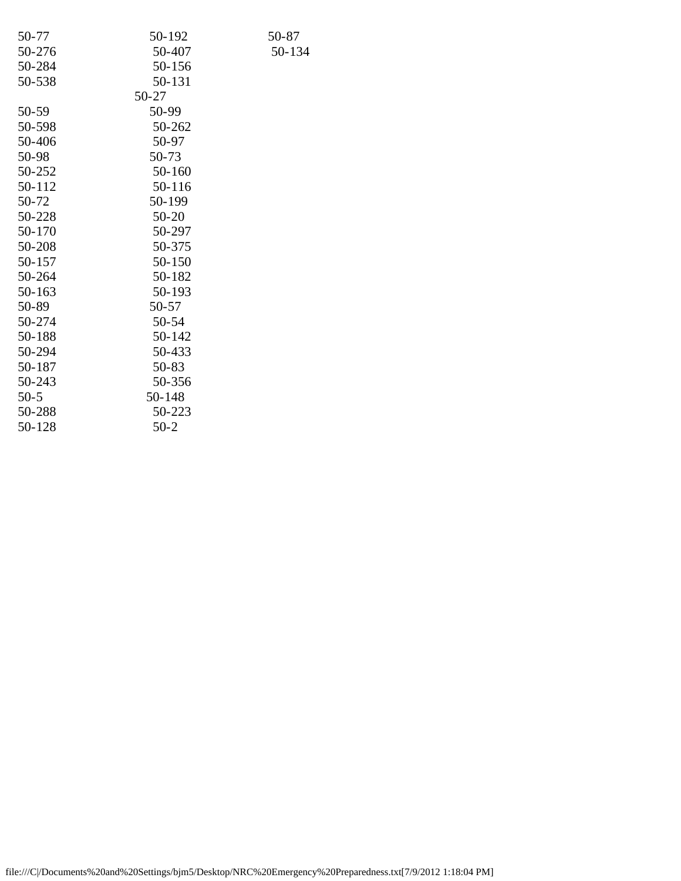| | | |
|---|---|---|
| 50-77 | 50-192 | 50-87 |
| 50-276 | 50-407 | 50-134 |
| 50-284 | 50-156 | |
| 50-538 | 50-131 | |
| | 50-27 | |
| 50-59 | 50-99 | |
| 50-598 | 50-262 | |
| 50-406 | 50-97 | |
| 50-98 | 50-73 | |
| 50-252 | 50-160 | |
| 50-112 | 50-116 | |
| 50-72 | 50-199 | |
| 50-228 | 50-20 | |
| 50-170 | 50-297 | |
| 50-208 | 50-375 | |
| 50-157 | 50-150 | |
| 50-264 | 50-182 | |
| 50-163 | 50-193 | |
| 50-89 | 50-57 | |
| 50-274 | 50-54 | |
| 50-188 | 50-142 | |
| 50-294 | 50-433 | |
| 50-187 | 50-83 | |
| 50-243 | 50-356 | |
| 50-5 | 50-148 | |
| 50-288 | 50-223 | |
| 50-128 | 50-2 | |